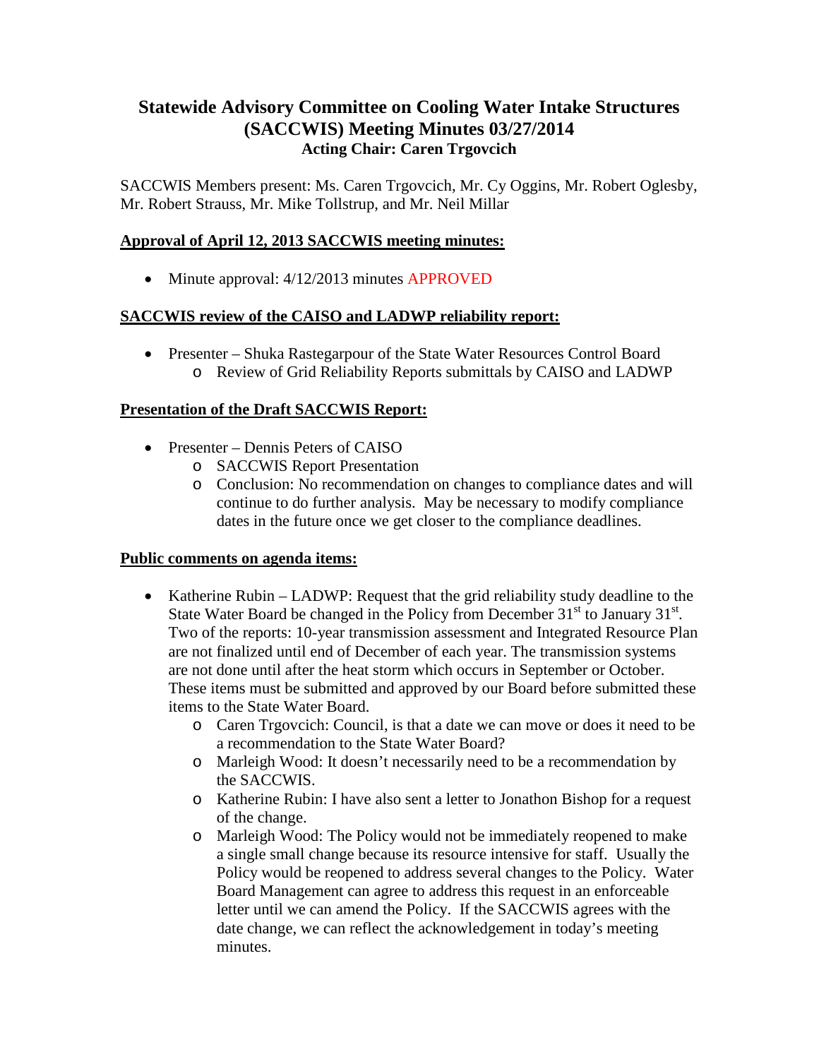# Statewide Advisory Committee on Cooling Water Intake Structures (SACCWIS) Meeting Minutes 03/27/2014

### Acting Chair: Caren Trgovcich

SACCWIS Members present: Ms. Caren Trgovcich, Mr. Cy Oggins, Mr. Robert Oglesby, Mr. Robert Strauss, Mr. Mike Tollstrup, and Mr. Neil Millar

**Approval of April 12, 2013 SACCWIS meeting minutes:**

- Minute approval: 4/12/2013 minutes APPROVED

**SACCWIS review of the CAISO and LADWP reliability report:**

- Presenter – Shuka Rastegarpour of the State Water Resources Control Board
  - Review of Grid Reliability Reports submittals by CAISO and LADWP

**Presentation of the Draft SACCWIS Report:**

- Presenter – Dennis Peters of CAISO
  - SACCWIS Report Presentation
  - Conclusion: No recommendation on changes to compliance dates and will continue to do further analysis. May be necessary to modify compliance dates in the future once we get closer to the compliance deadlines.

**Public comments on agenda items:**

- Katherine Rubin – LADWP: Request that the grid reliability study deadline to the State Water Board be changed in the Policy from December 31st to January 31st. Two of the reports: 10-year transmission assessment and Integrated Resource Plan are not finalized until end of December of each year. The transmission systems are not done until after the heat storm which occurs in September or October. These items must be submitted and approved by our Board before submitted these items to the State Water Board.
  - Caren Trgovcich: Council, is that a date we can move or does it need to be a recommendation to the State Water Board?
  - Marleigh Wood: It doesn't necessarily need to be a recommendation by the SACCWIS.
  - Katherine Rubin: I have also sent a letter to Jonathon Bishop for a request of the change.
  - Marleigh Wood: The Policy would not be immediately reopened to make a single small change because its resource intensive for staff. Usually the Policy would be reopened to address several changes to the Policy. Water Board Management can agree to address this request in an enforceable letter until we can amend the Policy. If the SACCWIS agrees with the date change, we can reflect the acknowledgement in today's meeting minutes.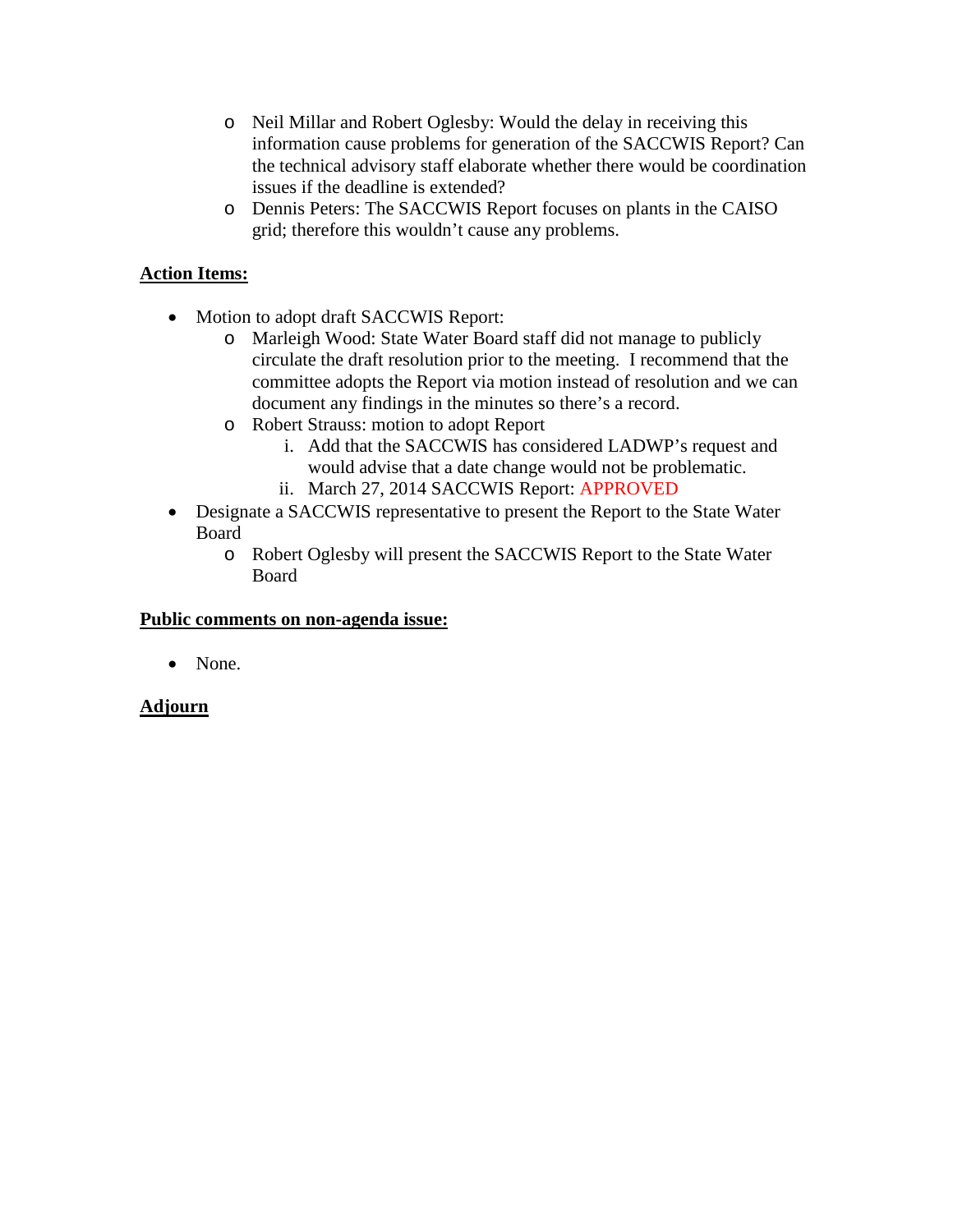- Neil Millar and Robert Oglesby: Would the delay in receiving this information cause problems for generation of the SACCWIS Report? Can the technical advisory staff elaborate whether there would be coordination issues if the deadline is extended?
   - Dennis Peters: The SACCWIS Report focuses on plants in the CAISO grid; therefore this wouldn't cause any problems.

**Action Items:**

- Motion to adopt draft SACCWIS Report:
  - Marleigh Wood: State Water Board staff did not manage to publicly circulate the draft resolution prior to the meeting. I recommend that the committee adopts the Report via motion instead of resolution and we can document any findings in the minutes so there's a record.
  - Robert Strauss: motion to adopt Report
    1. Add that the SACCWIS has considered LADWP's request and would advise that a date change would not be problematic.
    2. March 27, 2014 SACCWIS Report: APPROVED
- Designate a SACCWIS representative to present the Report to the State Water Board
  - Robert Oglesby will present the SACCWIS Report to the State Water Board

**Public comments on non-agenda issue:**

- None.

**Adjourn**